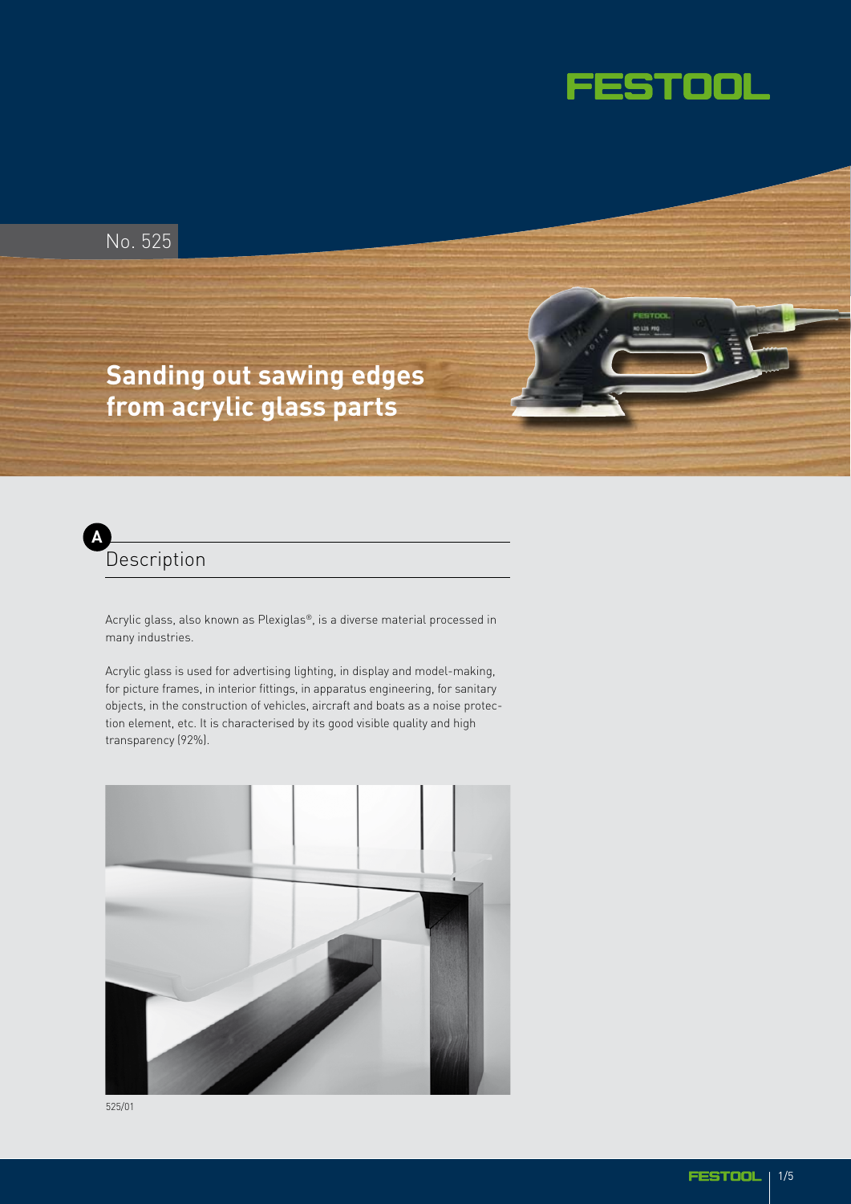FESTOOL

No. 525

# Sanding out sawing edges from acrylic glass parts

## A Description

Acrylic glass, also known as Plexiglas®, is a diverse material processed in many industries.

Acrylic glass is used for advertising lighting, in display and model-making, for picture frames, in interior fittings, in apparatus engineering, for sanitary objects, in the construction of vehicles, aircraft and boats as a noise protection element, etc. It is characterised by its good visible quality and high transparency (92%).

525/01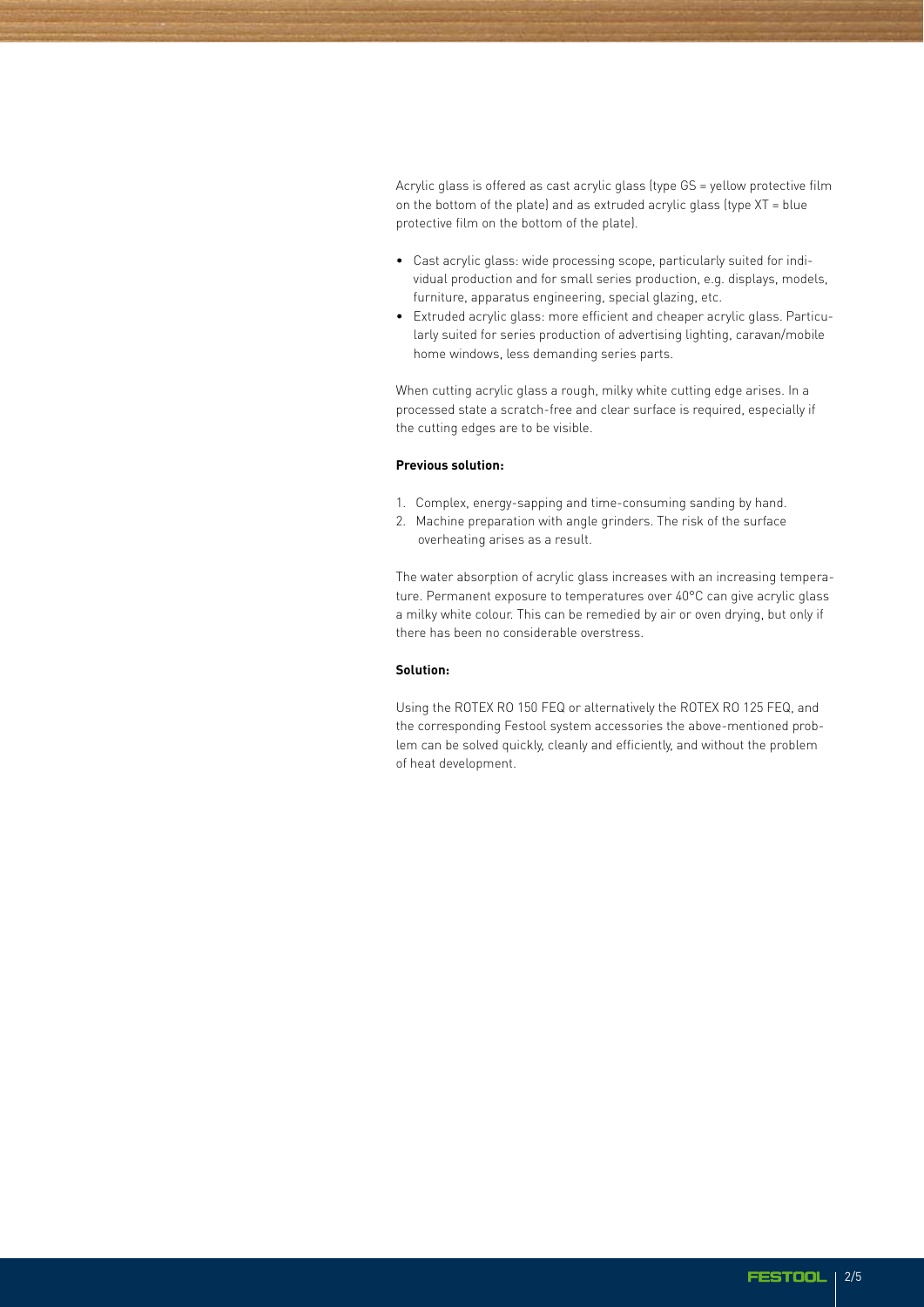Acrylic glass is offered as cast acrylic glass (type GS = yellow protective film on the bottom of the plate) and as extruded acrylic glass (type XT = blue protective film on the bottom of the plate).

- Cast acrylic glass: wide processing scope, particularly suited for individual production and for small series production, e.g. displays, models, furniture, apparatus engineering, special glazing, etc.
- Extruded acrylic glass: more efficient and cheaper acrylic glass. Particularly suited for series production of advertising lighting, caravan/mobile home windows, less demanding series parts.

When cutting acrylic glass a rough, milky white cutting edge arises. In a processed state a scratch-free and clear surface is required, especially if the cutting edges are to be visible.

**Previous solution:**

1. Complex, energy-sapping and time-consuming sanding by hand.
2. Machine preparation with angle grinders. The risk of the surface overheating arises as a result.

The water absorption of acrylic glass increases with an increasing temperature. Permanent exposure to temperatures over 40°C can give acrylic glass a milky white colour. This can be remedied by air or oven drying, but only if there has been no considerable overstress.

**Solution:**

Using the ROTEX RO 150 FEQ or alternatively the ROTEX RO 125 FEQ, and the corresponding Festool system accessories the above-mentioned problem can be solved quickly, cleanly and efficiently, and without the problem of heat development.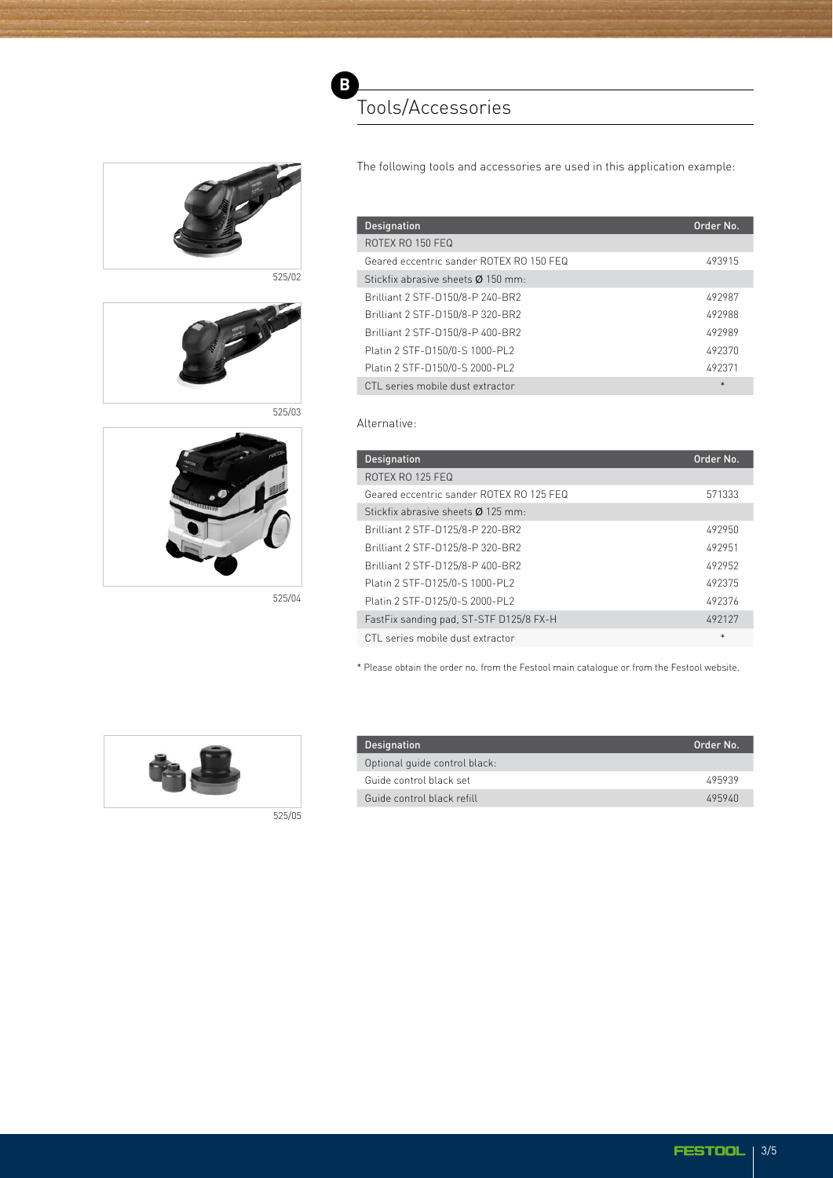## B Tools/Accessories

The following tools and accessories are used in this application example:

525/02

525/03

525/04

| Designation | Order No. |
|---|---|
| ROTEX RO 150 FEQ | |
| Geared eccentric sander ROTEX RO 150 FEQ | 493915 |
| Stickfix abrasive sheets Ø 150 mm: | |
| Brilliant 2 STF-D150/8-P 240-BR2 | 492987 |
| Brilliant 2 STF-D150/8-P 320-BR2 | 492988 |
| Brilliant 2 STF-D150/8-P 400-BR2 | 492989 |
| Platin 2 STF-D150/0-S 1000-PL2 | 492370 |
| Platin 2 STF-D150/0-S 2000-PL2 | 492371 |
| CTL series mobile dust extractor | * |

Alternative:

| Designation | Order No. |
|---|---|
| ROTEX RO 125 FEQ | |
| Geared eccentric sander ROTEX RO 125 FEQ | 571333 |
| Stickfix abrasive sheets Ø 125 mm: | |
| Brilliant 2 STF-D125/8-P 220-BR2 | 492950 |
| Brilliant 2 STF-D125/8-P 320-BR2 | 492951 |
| Brilliant 2 STF-D125/8-P 400-BR2 | 492952 |
| Platin 2 STF-D125/0-S 1000-PL2 | 492375 |
| Platin 2 STF-D125/0-S 2000-PL2 | 492376 |
| FastFix sanding pad, ST-STF D125/8 FX-H | 492127 |
| CTL series mobile dust extractor | * |

* Please obtain the order no. from the Festool main catalogue or from the Festool website.

525/05

| Designation | Order No. |
|---|---|
| Optional guide control black: | |
| Guide control black set | 495939 |
| Guide control black refill | 495940 |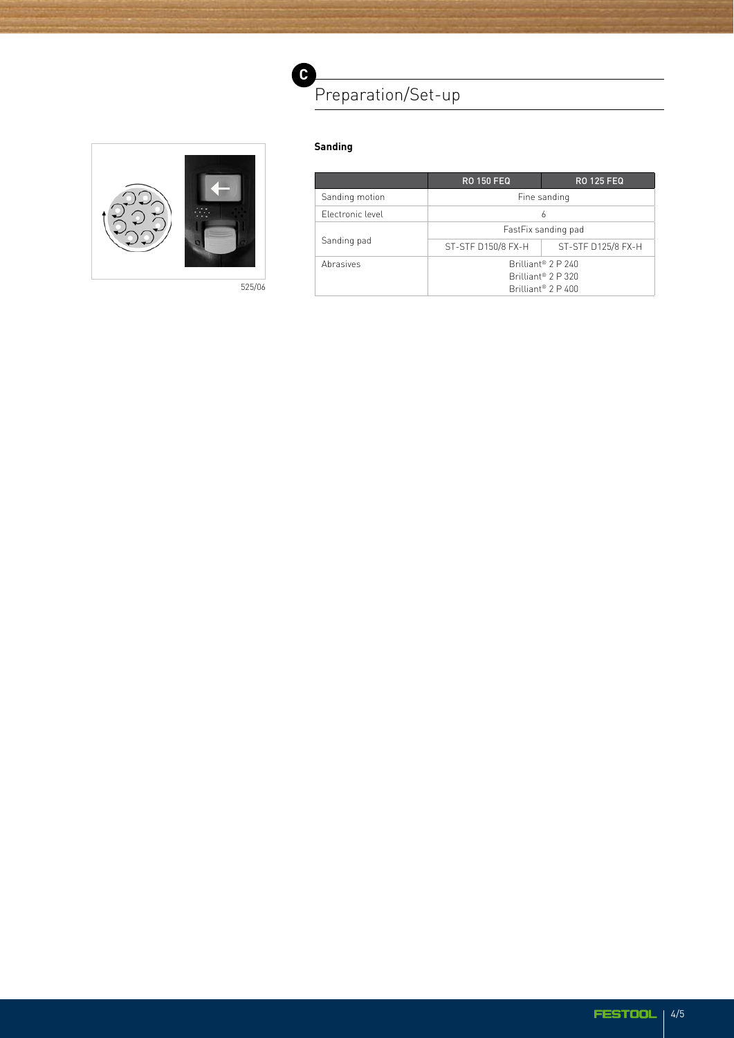## C Preparation/Set-up

525/06

**Sanding**

| | RO 150 FEQ | RO 125 FEQ |
|---|---|---|
| Sanding motion | Fine sanding | |
| Electronic level | 6 | |
| Sanding pad | FastFix sanding pad | |
| | ST-STF D150/8 FX-H | ST-STF D125/8 FX-H |
| Abrasives | Brilliant® 2 P 240<br>Brilliant® 2 P 320<br>Brilliant® 2 P 400 | |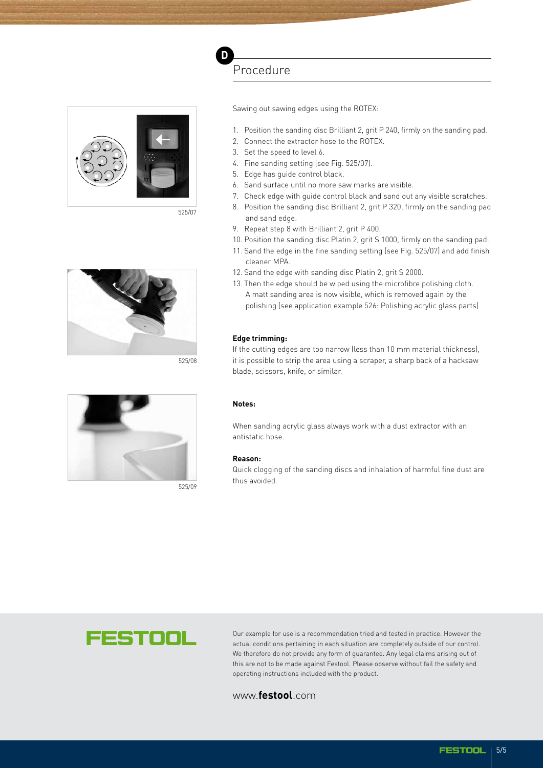## D Procedure

Sawing out sawing edges using the ROTEX:

1. Position the sanding disc Brilliant 2, grit P 240, firmly on the sanding pad.
2. Connect the extractor hose to the ROTEX.
3. Set the speed to level 6.
4. Fine sanding setting (see Fig. 525/07).
5. Edge has guide control black.
6. Sand surface until no more saw marks are visible.
7. Check edge with guide control black and sand out any visible scratches.
8. Position the sanding disc Brilliant 2, grit P 320, firmly on the sanding pad and sand edge.
9. Repeat step 8 with Brilliant 2, grit P 400.
10. Position the sanding disc Platin 2, grit S 1000, firmly on the sanding pad.
11. Sand the edge in the fine sanding setting (see Fig. 525/07) and add finish cleaner MPA.
12. Sand the edge with sanding disc Platin 2, grit S 2000.
13. Then the edge should be wiped using the microfibre polishing cloth. A matt sanding area is now visible, which is removed again by the polishing (see application example 526: Polishing acrylic glass parts)

525/07

525/08

525/09

**Edge trimming:**

If the cutting edges are too narrow (less than 10 mm material thickness), it is possible to strip the area using a scraper, a sharp back of a hacksaw blade, scissors, knife, or similar.

**Notes:**

When sanding acrylic glass always work with a dust extractor with an antistatic hose.

**Reason:**

Quick clogging of the sanding discs and inhalation of harmful fine dust are thus avoided.

FESTOOL

Our example for use is a recommendation tried and tested in practice. However the actual conditions pertaining in each situation are completely outside of our control. We therefore do not provide any form of guarantee. Any legal claims arising out of this are not to be made against Festool. Please observe without fail the safety and operating instructions included with the product.

www.**festool**.com